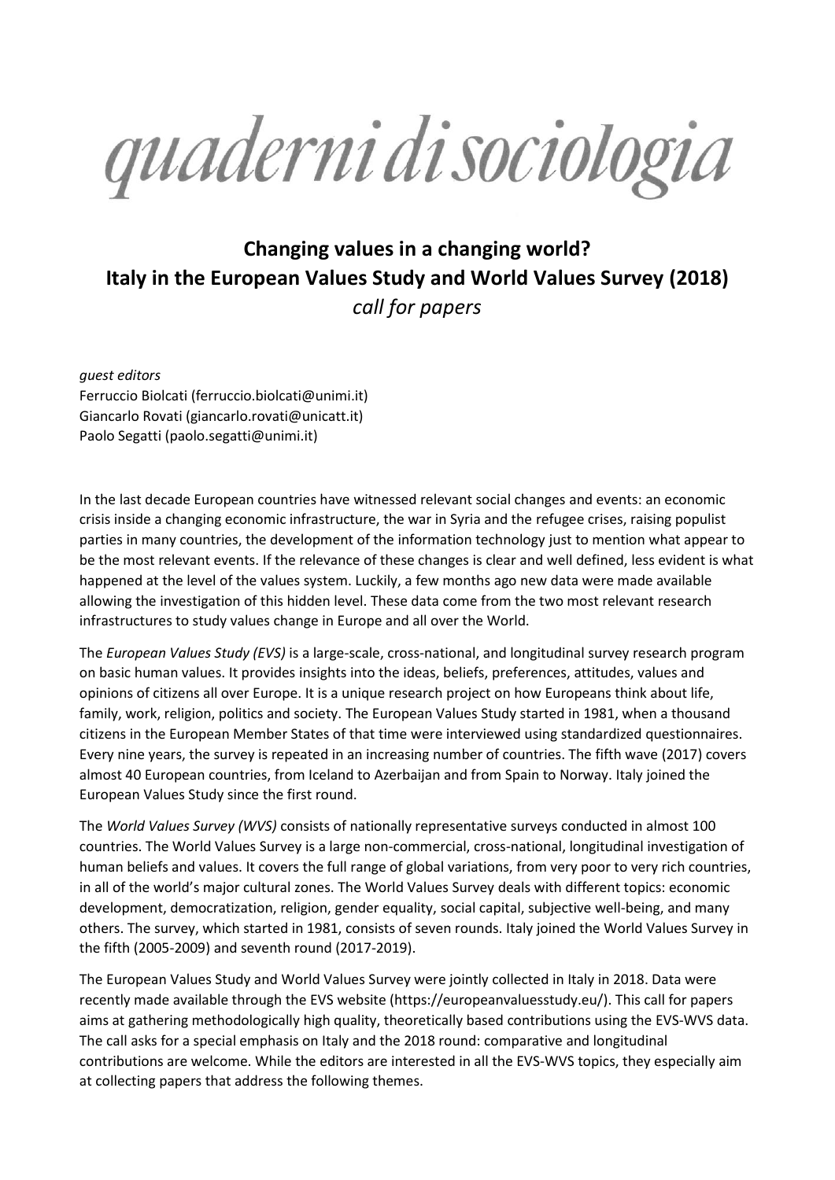# quaderni di sociologia

## Changing values in a changing world?
## Italy in the European Values Study and World Values Survey (2018)
### *call for papers*

*guest editors*
Ferruccio Biolcati (ferruccio.biolcati@unimi.it)
Giancarlo Rovati (giancarlo.rovati@unicatt.it)
Paolo Segatti (paolo.segatti@unimi.it)

In the last decade European countries have witnessed relevant social changes and events: an economic crisis inside a changing economic infrastructure, the war in Syria and the refugee crises, raising populist parties in many countries, the development of the information technology just to mention what appear to be the most relevant events. If the relevance of these changes is clear and well defined, less evident is what happened at the level of the values system. Luckily, a few months ago new data were made available allowing the investigation of this hidden level. These data come from the two most relevant research infrastructures to study values change in Europe and all over the World.

The *European Values Study (EVS)* is a large-scale, cross-national, and longitudinal survey research program on basic human values. It provides insights into the ideas, beliefs, preferences, attitudes, values and opinions of citizens all over Europe. It is a unique research project on how Europeans think about life, family, work, religion, politics and society. The European Values Study started in 1981, when a thousand citizens in the European Member States of that time were interviewed using standardized questionnaires. Every nine years, the survey is repeated in an increasing number of countries. The fifth wave (2017) covers almost 40 European countries, from Iceland to Azerbaijan and from Spain to Norway. Italy joined the European Values Study since the first round.

The *World Values Survey (WVS)* consists of nationally representative surveys conducted in almost 100 countries. The World Values Survey is a large non-commercial, cross-national, longitudinal investigation of human beliefs and values. It covers the full range of global variations, from very poor to very rich countries, in all of the world's major cultural zones. The World Values Survey deals with different topics: economic development, democratization, religion, gender equality, social capital, subjective well-being, and many others. The survey, which started in 1981, consists of seven rounds. Italy joined the World Values Survey in the fifth (2005-2009) and seventh round (2017-2019).

The European Values Study and World Values Survey were jointly collected in Italy in 2018. Data were recently made available through the EVS website (https://europeanvaluesstudy.eu/). This call for papers aims at gathering methodologically high quality, theoretically based contributions using the EVS-WVS data. The call asks for a special emphasis on Italy and the 2018 round: comparative and longitudinal contributions are welcome. While the editors are interested in all the EVS-WVS topics, they especially aim at collecting papers that address the following themes.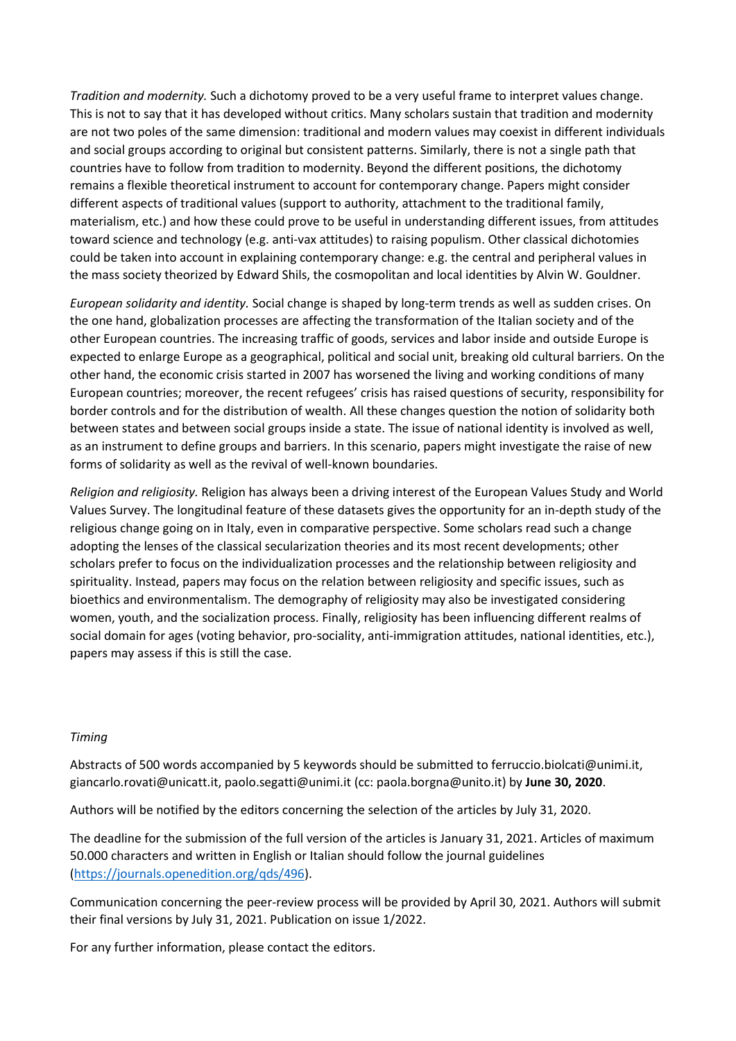*Tradition and modernity.* Such a dichotomy proved to be a very useful frame to interpret values change. This is not to say that it has developed without critics. Many scholars sustain that tradition and modernity are not two poles of the same dimension: traditional and modern values may coexist in different individuals and social groups according to original but consistent patterns. Similarly, there is not a single path that countries have to follow from tradition to modernity. Beyond the different positions, the dichotomy remains a flexible theoretical instrument to account for contemporary change. Papers might consider different aspects of traditional values (support to authority, attachment to the traditional family, materialism, etc.) and how these could prove to be useful in understanding different issues, from attitudes toward science and technology (e.g. anti-vax attitudes) to raising populism. Other classical dichotomies could be taken into account in explaining contemporary change: e.g. the central and peripheral values in the mass society theorized by Edward Shils, the cosmopolitan and local identities by Alvin W. Gouldner.

*European solidarity and identity.* Social change is shaped by long-term trends as well as sudden crises. On the one hand, globalization processes are affecting the transformation of the Italian society and of the other European countries. The increasing traffic of goods, services and labor inside and outside Europe is expected to enlarge Europe as a geographical, political and social unit, breaking old cultural barriers. On the other hand, the economic crisis started in 2007 has worsened the living and working conditions of many European countries; moreover, the recent refugees' crisis has raised questions of security, responsibility for border controls and for the distribution of wealth. All these changes question the notion of solidarity both between states and between social groups inside a state. The issue of national identity is involved as well, as an instrument to define groups and barriers. In this scenario, papers might investigate the raise of new forms of solidarity as well as the revival of well-known boundaries.

*Religion and religiosity.* Religion has always been a driving interest of the European Values Study and World Values Survey. The longitudinal feature of these datasets gives the opportunity for an in-depth study of the religious change going on in Italy, even in comparative perspective. Some scholars read such a change adopting the lenses of the classical secularization theories and its most recent developments; other scholars prefer to focus on the individualization processes and the relationship between religiosity and spirituality. Instead, papers may focus on the relation between religiosity and specific issues, such as bioethics and environmentalism. The demography of religiosity may also be investigated considering women, youth, and the socialization process. Finally, religiosity has been influencing different realms of social domain for ages (voting behavior, pro-sociality, anti-immigration attitudes, national identities, etc.), papers may assess if this is still the case.

*Timing*

Abstracts of 500 words accompanied by 5 keywords should be submitted to ferruccio.biolcati@unimi.it, giancarlo.rovati@unicatt.it, paolo.segatti@unimi.it (cc: paola.borgna@unito.it) by **June 30, 2020**.

Authors will be notified by the editors concerning the selection of the articles by July 31, 2020.

The deadline for the submission of the full version of the articles is January 31, 2021. Articles of maximum 50.000 characters and written in English or Italian should follow the journal guidelines (https://journals.openedition.org/qds/496).

Communication concerning the peer-review process will be provided by April 30, 2021. Authors will submit their final versions by July 31, 2021. Publication on issue 1/2022.

For any further information, please contact the editors.